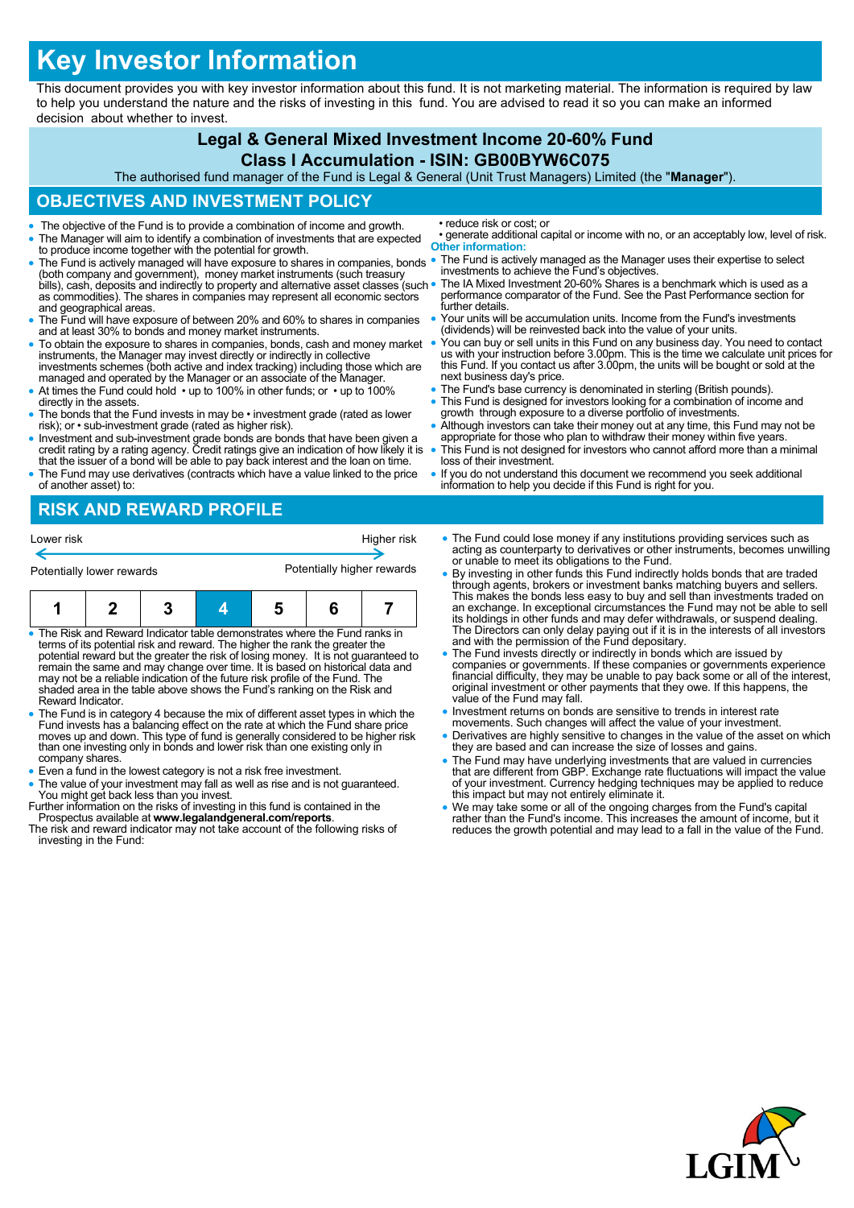# Key Investor Information

This document provides you with key investor information about this fund. It is not marketing material. The information is required by law to help you understand the nature and the risks of investing in this fund. You are advised to read it so you can make an informed decision about whether to invest.

## Legal & General Mixed Investment Income 20-60% Fund
## Class I Accumulation - ISIN: GB00BYW6C075

The authorised fund manager of the Fund is Legal & General (Unit Trust Managers) Limited (the "**Manager**").

## OBJECTIVES AND INVESTMENT POLICY

- The objective of the Fund is to provide a combination of income and growth.
- The Manager will aim to identify a combination of investments that are expected to produce income together with the potential for growth.
- The Fund is actively managed will have exposure to shares in companies, bonds (both company and government), money market instruments (such treasury bills), cash, deposits and indirectly to property and alternative asset classes (such as commodities). The shares in companies may represent all economic sectors and geographical areas.
- The Fund will have exposure of between 20% and 60% to shares in companies and at least 30% to bonds and money market instruments.
- To obtain the exposure to shares in companies, bonds, cash and money market instruments, the Manager may invest directly or indirectly in collective investments schemes (both active and index tracking) including those which are managed and operated by the Manager or an associate of the Manager.
- At times the Fund could hold • up to 100% in other funds; or • up to 100% directly in the assets.
- The bonds that the Fund invests in may be • investment grade (rated as lower risk); or • sub-investment grade (rated as higher risk).
- Investment and sub-investment grade bonds are bonds that have been given a credit rating by a rating agency. Credit ratings give an indication of how likely it is that the issuer of a bond will be able to pay back interest and the loan on time.
- The Fund may use derivatives (contracts which have a value linked to the price of another asset) to:
  - reduce risk or cost; or
  - generate additional capital or income with no, or an acceptably low, level of risk.

**Other information:**

- The Fund is actively managed as the Manager uses their expertise to select investments to achieve the Fund's objectives.
- The IA Mixed Investment 20-60% Shares is a benchmark which is used as a performance comparator of the Fund. See the Past Performance section for further details.
- Your units will be accumulation units. Income from the Fund's investments (dividends) will be reinvested back into the value of your units.
- You can buy or sell units in this Fund on any business day. You need to contact us with your instruction before 3.00pm. This is the time we calculate unit prices for this Fund. If you contact us after 3.00pm, the units will be bought or sold at the next business day's price.
- The Fund's base currency is denominated in sterling (British pounds).
- This Fund is designed for investors looking for a combination of income and growth through exposure to a diverse portfolio of investments.
- Although investors can take their money out at any time, this Fund may not be appropriate for those who plan to withdraw their money within five years.
- This Fund is not designed for investors who cannot afford more than a minimal loss of their investment.
- If you do not understand this document we recommend you seek additional information to help you decide if this Fund is right for you.

## RISK AND REWARD PROFILE

| Lower risk | | | | | | Higher risk |
|---|---|---|---|---|---|---|
| Potentially lower rewards | | | | | | Potentially higher rewards |
| 1 | 2 | 3 | **4** | 5 | 6 | 7 |

- The Risk and Reward Indicator table demonstrates where the Fund ranks in terms of its potential risk and reward. The higher the rank the greater the potential reward but the greater the risk of losing money. It is not guaranteed to remain the same and may change over time. It is based on historical data and may not be a reliable indication of the future risk profile of the Fund. The shaded area in the table above shows the Fund's ranking on the Risk and Reward Indicator.
- The Fund is in category 4 because the mix of different asset types in which the Fund invests has a balancing effect on the rate at which the Fund share price moves up and down. This type of fund is generally considered to be higher risk than one investing only in bonds and lower risk than one existing only in company shares.
- Even a fund in the lowest category is not a risk free investment.
- The value of your investment may fall as well as rise and is not guaranteed. You might get back less than you invest.

Further information on the risks of investing in this fund is contained in the Prospectus available at **www.legalandgeneral.com/reports**.

The risk and reward indicator may not take account of the following risks of investing in the Fund:

- The Fund could lose money if any institutions providing services such as acting as counterparty to derivatives or other instruments, becomes unwilling or unable to meet its obligations to the Fund.
- By investing in other funds this Fund indirectly holds bonds that are traded through agents, brokers or investment banks matching buyers and sellers. This makes the bonds less easy to buy and sell than investments traded on an exchange. In exceptional circumstances the Fund may not be able to sell its holdings in other funds and may defer withdrawals, or suspend dealing. The Directors can only delay paying out if it is in the interests of all investors and with the permission of the Fund depositary.
- The Fund invests directly or indirectly in bonds which are issued by companies or governments. If these companies or governments experience financial difficulty, they may be unable to pay back some or all of the interest, original investment or other payments that they owe. If this happens, the value of the Fund may fall.
- Investment returns on bonds are sensitive to trends in interest rate movements. Such changes will affect the value of your investment.
- Derivatives are highly sensitive to changes in the value of the asset on which they are based and can increase the size of losses and gains.
- The Fund may have underlying investments that are valued in currencies that are different from GBP. Exchange rate fluctuations will impact the value of your investment. Currency hedging techniques may be applied to reduce this impact but may not entirely eliminate it.
- We may take some or all of the ongoing charges from the Fund's capital rather than the Fund's income. This increases the amount of income, but it reduces the growth potential and may lead to a fall in the value of the Fund.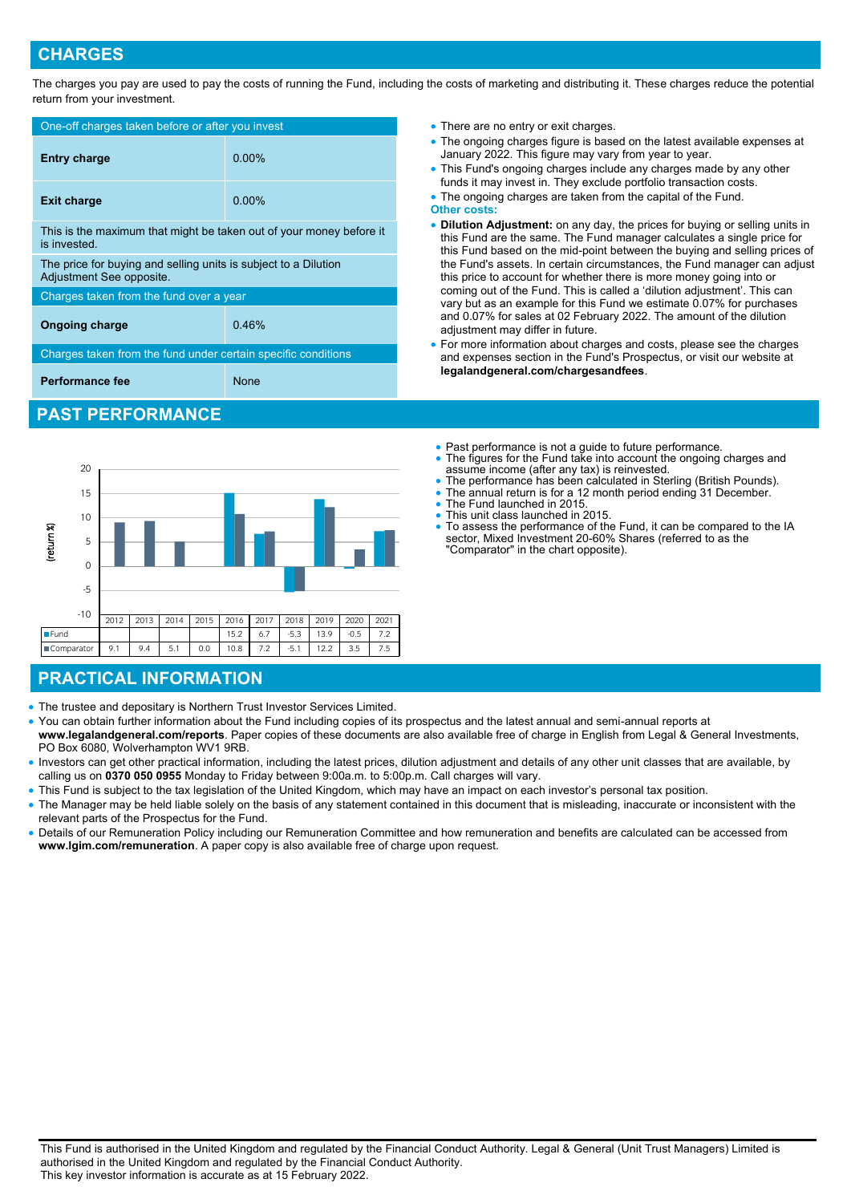## CHARGES

The charges you pay are used to pay the costs of running the Fund, including the costs of marketing and distributing it. These charges reduce the potential return from your investment.

| One-off charges taken before or after you invest | |
|---|---|
| **Entry charge** | 0.00% |
| **Exit charge** | 0.00% |
| This is the maximum that might be taken out of your money before it is invested. | |
| The price for buying and selling units is subject to a Dilution Adjustment See opposite. | |
| Charges taken from the fund over a year | |
| **Ongoing charge** | 0.46% |
| Charges taken from the fund under certain specific conditions | |
| **Performance fee** | None |

- There are no entry or exit charges.
- The ongoing charges figure is based on the latest available expenses at January 2022. This figure may vary from year to year.
- This Fund's ongoing charges include any charges made by any other funds it may invest in. They exclude portfolio transaction costs.
- The ongoing charges are taken from the capital of the Fund.

**Other costs:**

- **Dilution Adjustment:** on any day, the prices for buying or selling units in this Fund are the same. The Fund manager calculates a single price for this Fund based on the mid-point between the buying and selling prices of the Fund's assets. In certain circumstances, the Fund manager can adjust this price to account for whether there is more money going into or coming out of the Fund. This is called a 'dilution adjustment'. This can vary but as an example for this Fund we estimate 0.07% for purchases and 0.07% for sales at 02 February 2022. The amount of the dilution adjustment may differ in future.
- For more information about charges and costs, please see the charges and expenses section in the Fund's Prospectus, or visit our website at **legalandgeneral.com/chargesandfees**.

## PAST PERFORMANCE

(return %)

20
15
10
5
0
-5
-10

| | 2012 | 2013 | 2014 | 2015 | 2016 | 2017 | 2018 | 2019 | 2020 | 2021 |
|---|---|---|---|---|---|---|---|---|---|---|
| Fund | | | | | 15.2 | 6.7 | -5.3 | 13.9 | -0.5 | 7.2 |
| Comparator | 9.1 | 9.4 | 5.1 | 0.0 | 10.8 | 7.2 | -5.1 | 12.2 | 3.5 | 7.5 |

- Past performance is not a guide to future performance.
- The figures for the Fund take into account the ongoing charges and assume income (after any tax) is reinvested.
- The performance has been calculated in Sterling (British Pounds).
- The annual return is for a 12 month period ending 31 December.
- The Fund launched in 2015.
- This unit class launched in 2015.
- To assess the performance of the Fund, it can be compared to the IA sector, Mixed Investment 20-60% Shares (referred to as the "Comparator" in the chart opposite).

## PRACTICAL INFORMATION

- The trustee and depositary is Northern Trust Investor Services Limited.
- You can obtain further information about the Fund including copies of its prospectus and the latest annual and semi-annual reports at **www.legalandgeneral.com/reports**. Paper copies of these documents are also available free of charge in English from Legal & General Investments, PO Box 6080, Wolverhampton WV1 9RB.
- Investors can get other practical information, including the latest prices, dilution adjustment and details of any other unit classes that are available, by calling us on **0370 050 0955** Monday to Friday between 9:00a.m. to 5:00p.m. Call charges will vary.
- This Fund is subject to the tax legislation of the United Kingdom, which may have an impact on each investor's personal tax position.
- The Manager may be held liable solely on the basis of any statement contained in this document that is misleading, inaccurate or inconsistent with the relevant parts of the Prospectus for the Fund.
- Details of our Remuneration Policy including our Remuneration Committee and how remuneration and benefits are calculated can be accessed from **www.lgim.com/remuneration**. A paper copy is also available free of charge upon request.

This Fund is authorised in the United Kingdom and regulated by the Financial Conduct Authority. Legal & General (Unit Trust Managers) Limited is authorised in the United Kingdom and regulated by the Financial Conduct Authority.
This key investor information is accurate as at 15 February 2022.